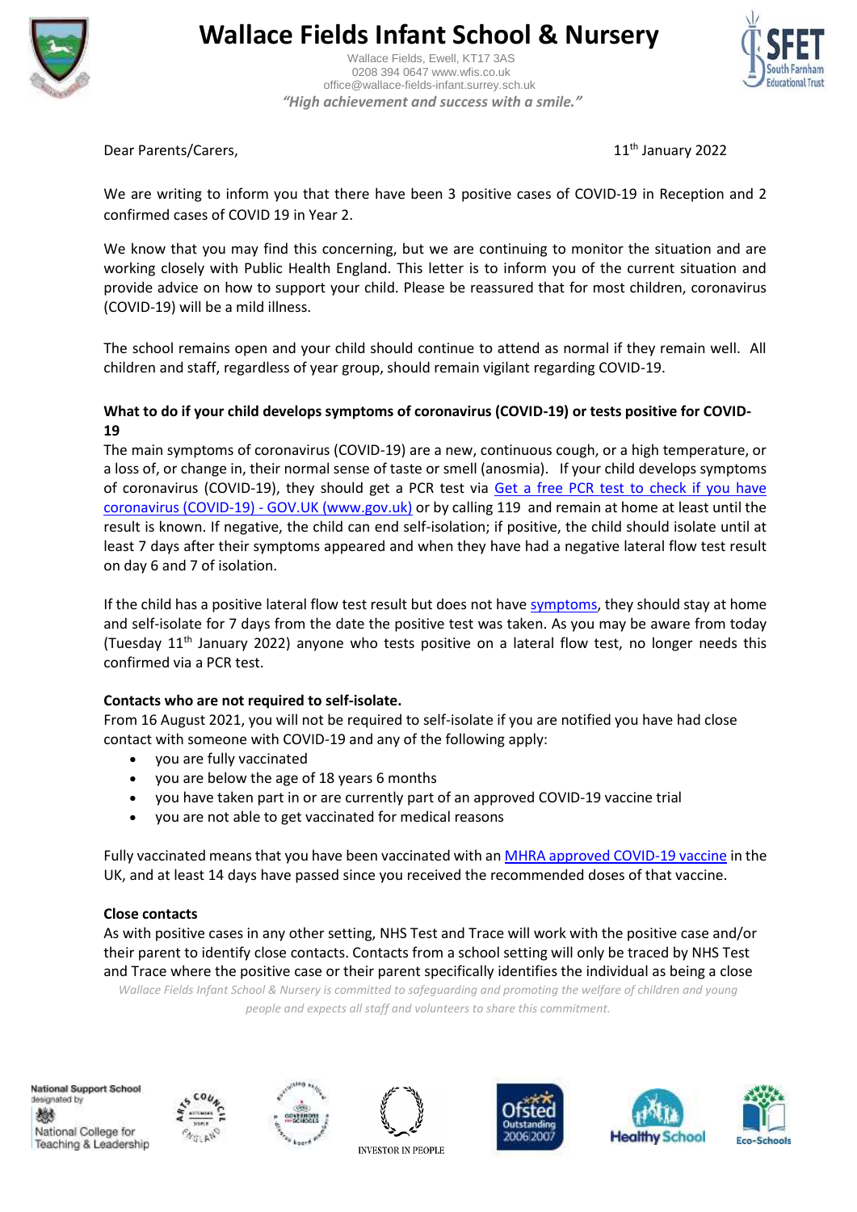# Wallace Fields Infant School & Nursery

Wallace Fields, Ewell, KT17 3AS
0208 394 0647 www.wfis.co.uk
office@wallace-fields-infant.surrey.sch.uk

*"High achievement and success with a smile."*

Dear Parents/Carers,

11th January 2022

We are writing to inform you that there have been 3 positive cases of COVID-19 in Reception and 2 confirmed cases of COVID 19 in Year 2.

We know that you may find this concerning, but we are continuing to monitor the situation and are working closely with Public Health England. This letter is to inform you of the current situation and provide advice on how to support your child. Please be reassured that for most children, coronavirus (COVID-19) will be a mild illness.

The school remains open and your child should continue to attend as normal if they remain well. All children and staff, regardless of year group, should remain vigilant regarding COVID-19.

**What to do if your child develops symptoms of coronavirus (COVID-19) or tests positive for COVID-19**

The main symptoms of coronavirus (COVID-19) are a new, continuous cough, or a high temperature, or a loss of, or change in, their normal sense of taste or smell (anosmia). If your child develops symptoms of coronavirus (COVID-19), they should get a PCR test via Get a free PCR test to check if you have coronavirus (COVID-19) - GOV.UK (www.gov.uk) or by calling 119 and remain at home at least until the result is known. If negative, the child can end self-isolation; if positive, the child should isolate until at least 7 days after their symptoms appeared and when they have had a negative lateral flow test result on day 6 and 7 of isolation.

If the child has a positive lateral flow test result but does not have symptoms, they should stay at home and self-isolate for 7 days from the date the positive test was taken. As you may be aware from today (Tuesday 11th January 2022) anyone who tests positive on a lateral flow test, no longer needs this confirmed via a PCR test.

**Contacts who are not required to self-isolate.**

From 16 August 2021, you will not be required to self-isolate if you are notified you have had close contact with someone with COVID-19 and any of the following apply:

- you are fully vaccinated
- you are below the age of 18 years 6 months
- you have taken part in or are currently part of an approved COVID-19 vaccine trial
- you are not able to get vaccinated for medical reasons

Fully vaccinated means that you have been vaccinated with an MHRA approved COVID-19 vaccine in the UK, and at least 14 days have passed since you received the recommended doses of that vaccine.

**Close contacts**

As with positive cases in any other setting, NHS Test and Trace will work with the positive case and/or their parent to identify close contacts. Contacts from a school setting will only be traced by NHS Test and Trace where the positive case or their parent specifically identifies the individual as being a close

*Wallace Fields Infant School & Nursery is committed to safeguarding and promoting the welfare of children and young people and expects all staff and volunteers to share this commitment.*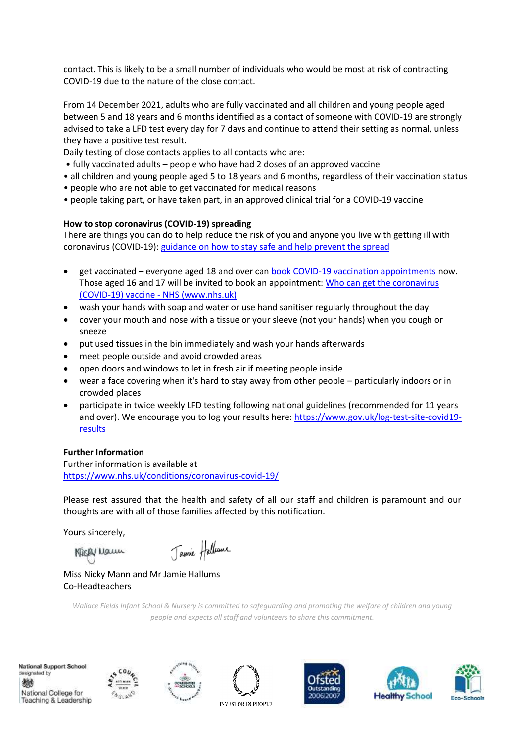contact. This is likely to be a small number of individuals who would be most at risk of contracting COVID-19 due to the nature of the close contact.

From 14 December 2021, adults who are fully vaccinated and all children and young people aged between 5 and 18 years and 6 months identified as a contact of someone with COVID-19 are strongly advised to take a LFD test every day for 7 days and continue to attend their setting as normal, unless they have a positive test result.

Daily testing of close contacts applies to all contacts who are:

- fully vaccinated adults – people who have had 2 doses of an approved vaccine
- all children and young people aged 5 to 18 years and 6 months, regardless of their vaccination status
- people who are not able to get vaccinated for medical reasons
- people taking part, or have taken part, in an approved clinical trial for a COVID-19 vaccine

**How to stop coronavirus (COVID-19) spreading**

There are things you can do to help reduce the risk of you and anyone you live with getting ill with coronavirus (COVID-19): [guidance on how to stay safe and help prevent the spread]

- get vaccinated – everyone aged 18 and over can [book COVID-19 vaccination appointments] now. Those aged 16 and 17 will be invited to book an appointment: [Who can get the coronavirus (COVID-19) vaccine - NHS (www.nhs.uk)]
- wash your hands with soap and water or use hand sanitiser regularly throughout the day
- cover your mouth and nose with a tissue or your sleeve (not your hands) when you cough or sneeze
- put used tissues in the bin immediately and wash your hands afterwards
- meet people outside and avoid crowded areas
- open doors and windows to let in fresh air if meeting people inside
- wear a face covering when it's hard to stay away from other people – particularly indoors or in crowded places
- participate in twice weekly LFD testing following national guidelines (recommended for 11 years and over). We encourage you to log your results here: https://www.gov.uk/log-test-site-covid19-results

**Further Information**

Further information is available at
https://www.nhs.uk/conditions/coronavirus-covid-19/

Please rest assured that the health and safety of all our staff and children is paramount and our thoughts are with all of those families affected by this notification.

Yours sincerely,

Miss Nicky Mann and Mr Jamie Hallums
Co-Headteachers

*Wallace Fields Infant School & Nursery is committed to safeguarding and promoting the welfare of children and young people and expects all staff and volunteers to share this commitment.*

National Support School designated by National College for Teaching & Leadership

Arts Council England

Investor in People

Ofsted Outstanding 2006/2007

Healthy School

Eco-Schools